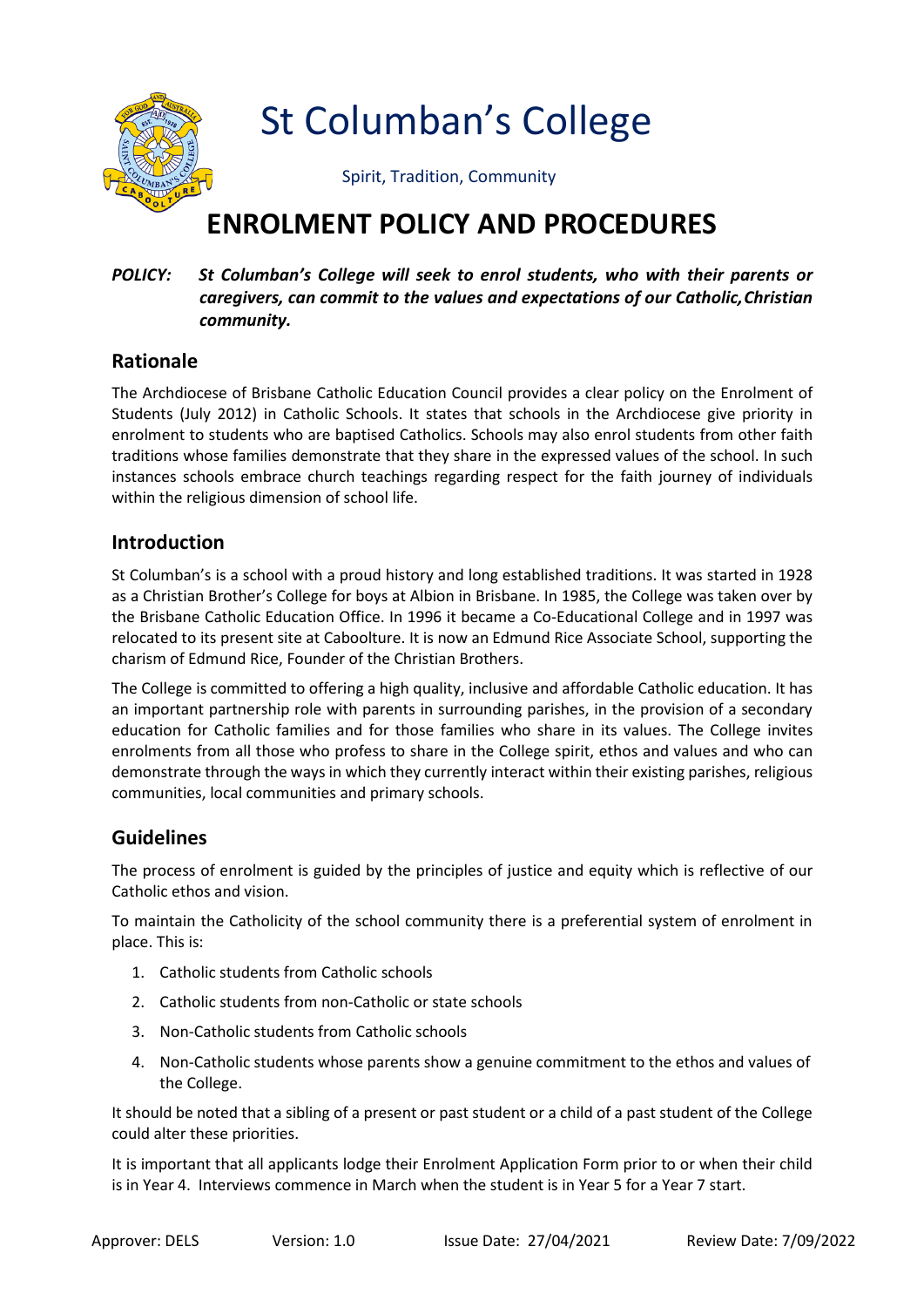# St Columban's College

Spirit, Tradition, Community

# ENROLMENT POLICY AND PROCEDURES

***POLICY:*** ***St Columban's College will seek to enrol students, who with their parents or caregivers, can commit to the values and expectations of our Catholic, Christian community.***

## Rationale

The Archdiocese of Brisbane Catholic Education Council provides a clear policy on the Enrolment of Students (July 2012) in Catholic Schools. It states that schools in the Archdiocese give priority in enrolment to students who are baptised Catholics. Schools may also enrol students from other faith traditions whose families demonstrate that they share in the expressed values of the school. In such instances schools embrace church teachings regarding respect for the faith journey of individuals within the religious dimension of school life.

## Introduction

St Columban's is a school with a proud history and long established traditions. It was started in 1928 as a Christian Brother's College for boys at Albion in Brisbane. In 1985, the College was taken over by the Brisbane Catholic Education Office. In 1996 it became a Co-Educational College and in 1997 was relocated to its present site at Caboolture. It is now an Edmund Rice Associate School, supporting the charism of Edmund Rice, Founder of the Christian Brothers.

The College is committed to offering a high quality, inclusive and affordable Catholic education. It has an important partnership role with parents in surrounding parishes, in the provision of a secondary education for Catholic families and for those families who share in its values. The College invites enrolments from all those who profess to share in the College spirit, ethos and values and who can demonstrate through the ways in which they currently interact within their existing parishes, religious communities, local communities and primary schools.

## Guidelines

The process of enrolment is guided by the principles of justice and equity which is reflective of our Catholic ethos and vision.

To maintain the Catholicity of the school community there is a preferential system of enrolment in place. This is:

1. Catholic students from Catholic schools
2. Catholic students from non-Catholic or state schools
3. Non-Catholic students from Catholic schools
4. Non-Catholic students whose parents show a genuine commitment to the ethos and values of the College.

It should be noted that a sibling of a present or past student or a child of a past student of the College could alter these priorities.

It is important that all applicants lodge their Enrolment Application Form prior to or when their child is in Year 4. Interviews commence in March when the student is in Year 5 for a Year 7 start.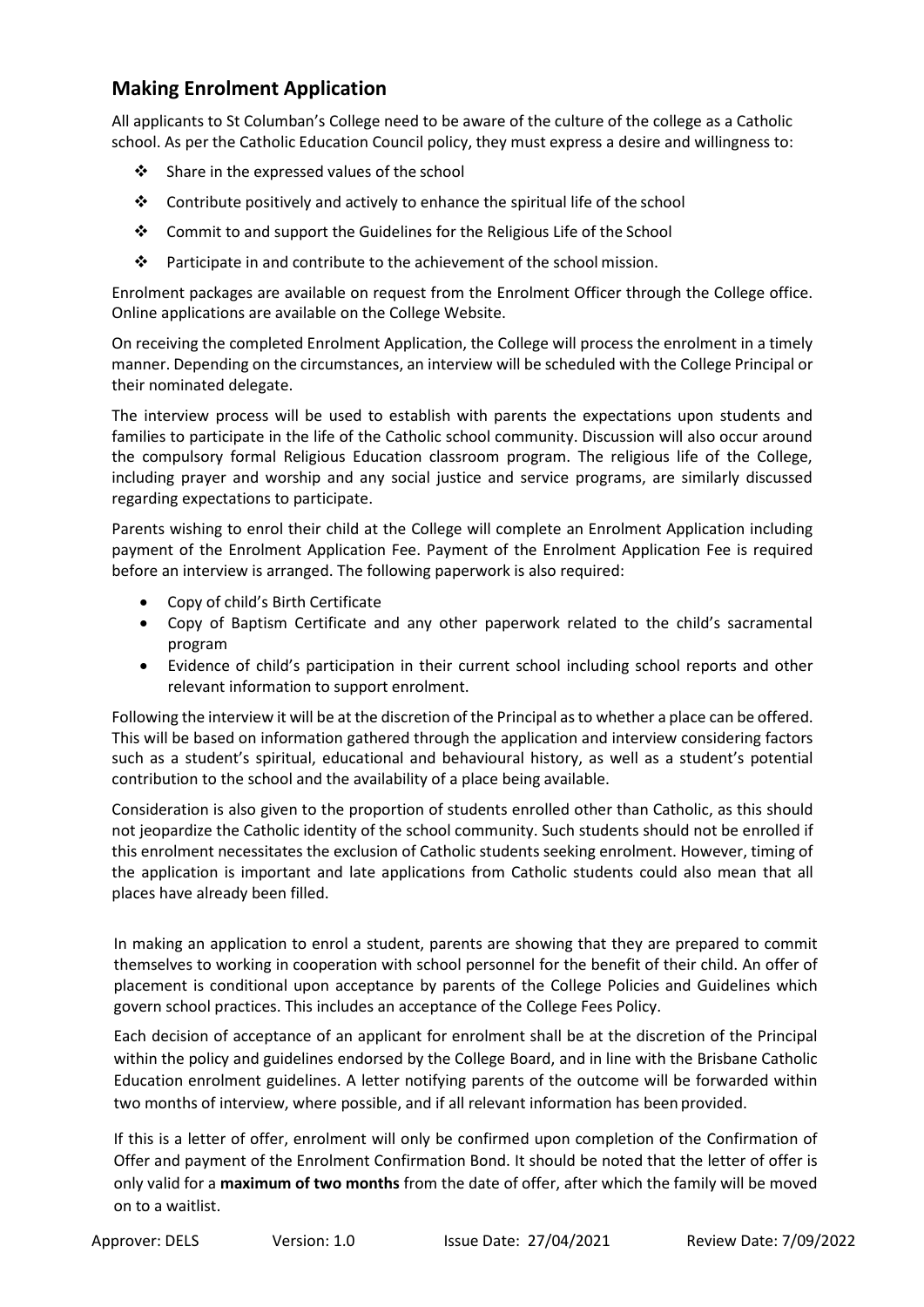## Making Enrolment Application

All applicants to St Columban's College need to be aware of the culture of the college as a Catholic school. As per the Catholic Education Council policy, they must express a desire and willingness to:

- Share in the expressed values of the school
- Contribute positively and actively to enhance the spiritual life of the school
- Commit to and support the Guidelines for the Religious Life of the School
- Participate in and contribute to the achievement of the school mission.

Enrolment packages are available on request from the Enrolment Officer through the College office. Online applications are available on the College Website.

On receiving the completed Enrolment Application, the College will process the enrolment in a timely manner. Depending on the circumstances, an interview will be scheduled with the College Principal or their nominated delegate.

The interview process will be used to establish with parents the expectations upon students and families to participate in the life of the Catholic school community. Discussion will also occur around the compulsory formal Religious Education classroom program. The religious life of the College, including prayer and worship and any social justice and service programs, are similarly discussed regarding expectations to participate.

Parents wishing to enrol their child at the College will complete an Enrolment Application including payment of the Enrolment Application Fee. Payment of the Enrolment Application Fee is required before an interview is arranged. The following paperwork is also required:

- Copy of child's Birth Certificate
- Copy of Baptism Certificate and any other paperwork related to the child's sacramental program
- Evidence of child's participation in their current school including school reports and other relevant information to support enrolment.

Following the interview it will be at the discretion of the Principal as to whether a place can be offered. This will be based on information gathered through the application and interview considering factors such as a student's spiritual, educational and behavioural history, as well as a student's potential contribution to the school and the availability of a place being available.

Consideration is also given to the proportion of students enrolled other than Catholic, as this should not jeopardize the Catholic identity of the school community. Such students should not be enrolled if this enrolment necessitates the exclusion of Catholic students seeking enrolment. However, timing of the application is important and late applications from Catholic students could also mean that all places have already been filled.

In making an application to enrol a student, parents are showing that they are prepared to commit themselves to working in cooperation with school personnel for the benefit of their child. An offer of placement is conditional upon acceptance by parents of the College Policies and Guidelines which govern school practices. This includes an acceptance of the College Fees Policy.

Each decision of acceptance of an applicant for enrolment shall be at the discretion of the Principal within the policy and guidelines endorsed by the College Board, and in line with the Brisbane Catholic Education enrolment guidelines. A letter notifying parents of the outcome will be forwarded within two months of interview, where possible, and if all relevant information has been provided.

If this is a letter of offer, enrolment will only be confirmed upon completion of the Confirmation of Offer and payment of the Enrolment Confirmation Bond. It should be noted that the letter of offer is only valid for a **maximum of two months** from the date of offer, after which the family will be moved on to a waitlist.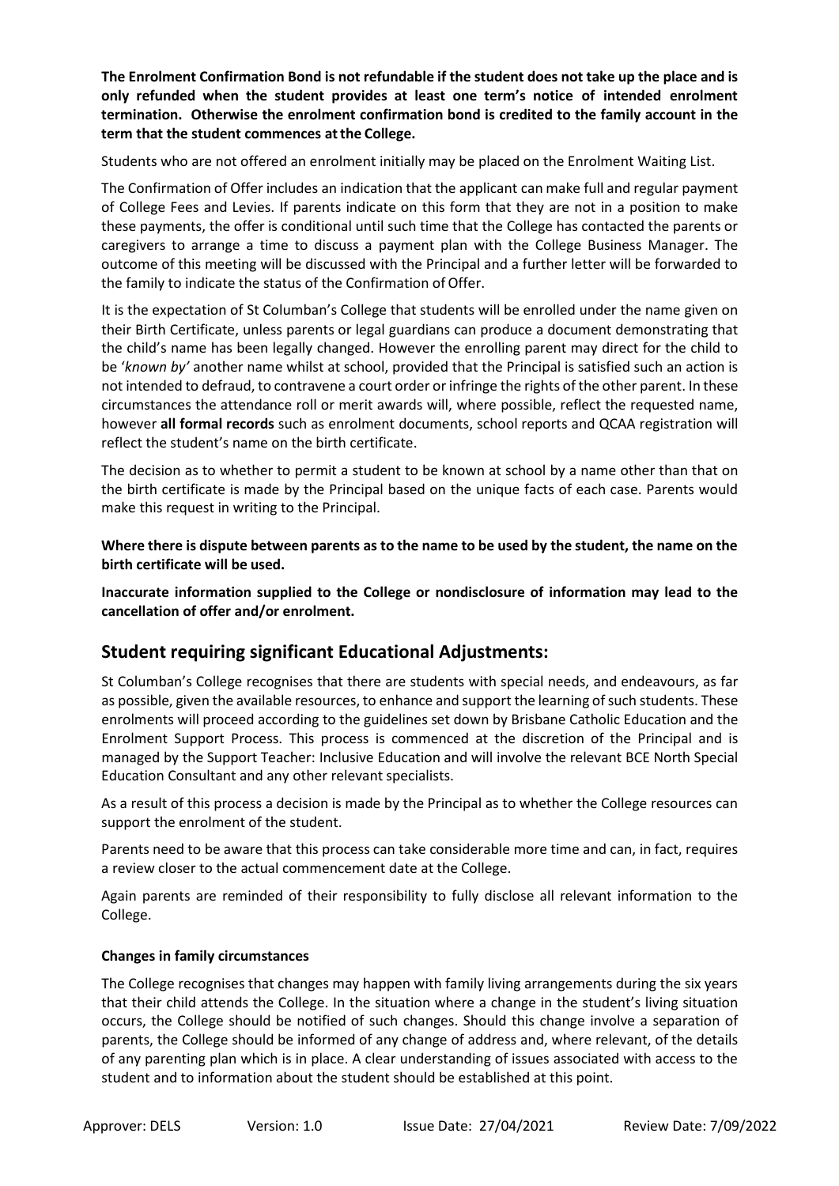**The Enrolment Confirmation Bond is not refundable if the student does not take up the place and is only refunded when the student provides at least one term's notice of intended enrolment termination. Otherwise the enrolment confirmation bond is credited to the family account in the term that the student commences at the College.**

Students who are not offered an enrolment initially may be placed on the Enrolment Waiting List.

The Confirmation of Offer includes an indication that the applicant can make full and regular payment of College Fees and Levies. If parents indicate on this form that they are not in a position to make these payments, the offer is conditional until such time that the College has contacted the parents or caregivers to arrange a time to discuss a payment plan with the College Business Manager. The outcome of this meeting will be discussed with the Principal and a further letter will be forwarded to the family to indicate the status of the Confirmation of Offer.

It is the expectation of St Columban's College that students will be enrolled under the name given on their Birth Certificate, unless parents or legal guardians can produce a document demonstrating that the child's name has been legally changed. However the enrolling parent may direct for the child to be '*known by'* another name whilst at school, provided that the Principal is satisfied such an action is not intended to defraud, to contravene a court order or infringe the rights of the other parent. In these circumstances the attendance roll or merit awards will, where possible, reflect the requested name, however **all formal records** such as enrolment documents, school reports and QCAA registration will reflect the student's name on the birth certificate.

The decision as to whether to permit a student to be known at school by a name other than that on the birth certificate is made by the Principal based on the unique facts of each case. Parents would make this request in writing to the Principal.

**Where there is dispute between parents as to the name to be used by the student, the name on the birth certificate will be used.**

**Inaccurate information supplied to the College or nondisclosure of information may lead to the cancellation of offer and/or enrolment.**

## Student requiring significant Educational Adjustments:

St Columban's College recognises that there are students with special needs, and endeavours, as far as possible, given the available resources, to enhance and support the learning of such students. These enrolments will proceed according to the guidelines set down by Brisbane Catholic Education and the Enrolment Support Process. This process is commenced at the discretion of the Principal and is managed by the Support Teacher: Inclusive Education and will involve the relevant BCE North Special Education Consultant and any other relevant specialists.

As a result of this process a decision is made by the Principal as to whether the College resources can support the enrolment of the student.

Parents need to be aware that this process can take considerable more time and can, in fact, requires a review closer to the actual commencement date at the College.

Again parents are reminded of their responsibility to fully disclose all relevant information to the College.

**Changes in family circumstances**

The College recognises that changes may happen with family living arrangements during the six years that their child attends the College. In the situation where a change in the student's living situation occurs, the College should be notified of such changes. Should this change involve a separation of parents, the College should be informed of any change of address and, where relevant, of the details of any parenting plan which is in place. A clear understanding of issues associated with access to the student and to information about the student should be established at this point.